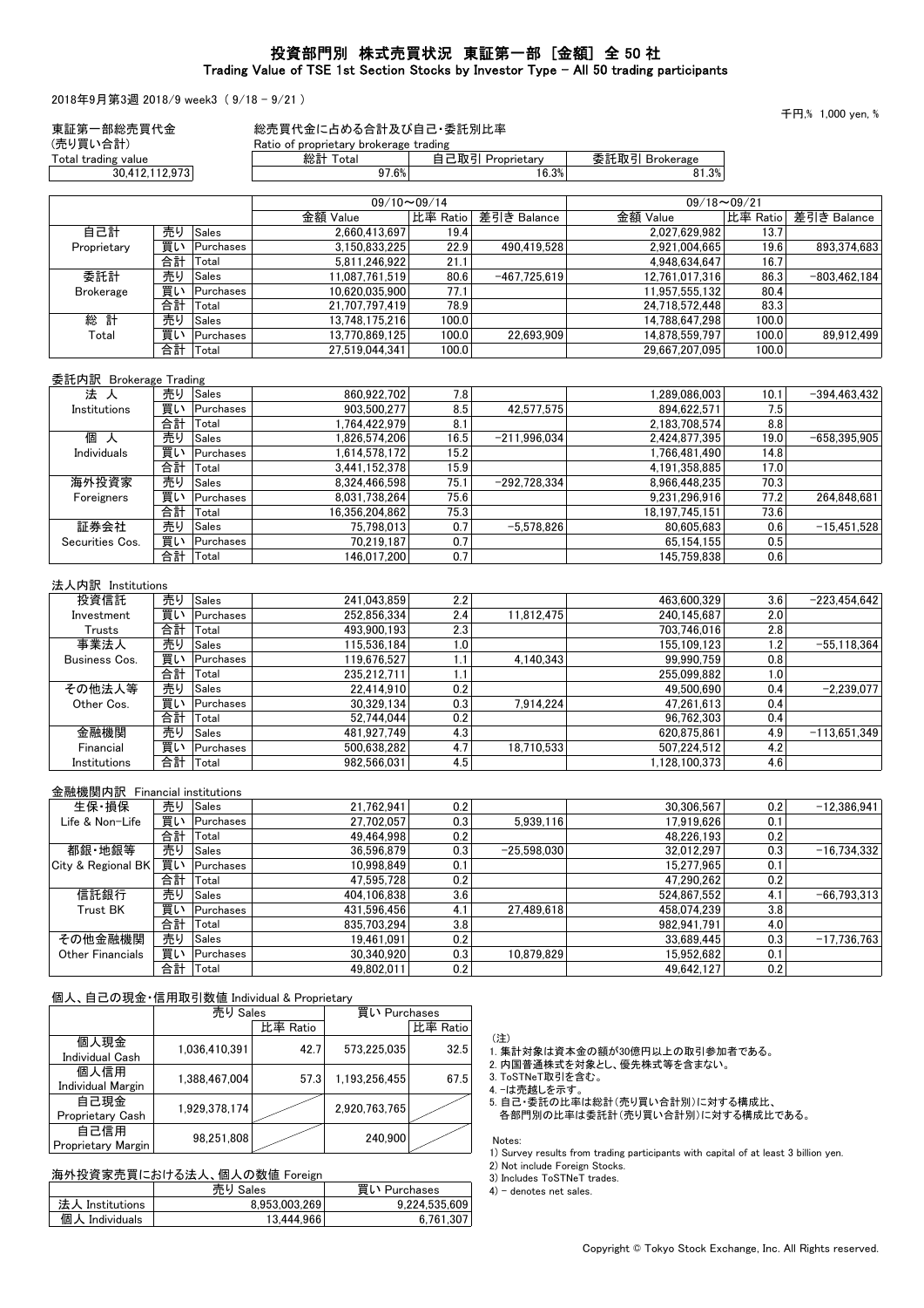# 投資部門別 株式売買状況 東証第一部 [金額] 全 50 社
## Trading Value of TSE 1st Section Stocks by Investor Type - All 50 trading participants

2018年9月第3週 2018/9 week3（ 9/18 - 9/21 ）

千円,% 1,000 yen, %

| 東証第一部総売買代金 (売買い合計) Total trading value | 総売買代金に占める合計及び自己・委託別比率 Ratio of proprietary brokerage trading | | |
|---|---|---|---|
| | 総計 Total | 自己取引 Proprietary | 委託取引 Brokerage |
| 30,412,112,973 | 97.6% | 16.3% | 81.3% |

| | | | 09/10～09/14 | | | 09/18～09/21 | | |
|---|---|---|---|---|---|---|---|---|
| | | | 金額 Value | 比率 Ratio | 差引き Balance | 金額 Value | 比率 Ratio | 差引き Balance |
| 自己計 Proprietary | 売り | Sales | 2,660,413,697 | 19.4 | | 2,027,629,982 | 13.7 | |
| | 買い | Purchases | 3,150,833,225 | 22.9 | 490,419,528 | 2,921,004,665 | 19.6 | 893,374,683 |
| | 合計 | Total | 5,811,246,922 | 21.1 | | 4,948,634,647 | 16.7 | |
| 委託計 Brokerage | 売り | Sales | 11,087,761,519 | 80.6 | −467,725,619 | 12,761,017,316 | 86.3 | −803,462,184 |
| | 買い | Purchases | 10,620,035,900 | 77.1 | | 11,957,555,132 | 80.4 | |
| | 合計 | Total | 21,707,797,419 | 78.9 | | 24,718,572,448 | 83.3 | |
| 総 計 Total | 売り | Sales | 13,748,175,216 | 100.0 | | 14,788,647,298 | 100.0 | |
| | 買い | Purchases | 13,770,869,125 | 100.0 | 22,693,909 | 14,878,559,797 | 100.0 | 89,912,499 |
| | 合計 | Total | 27,519,044,341 | 100.0 | | 29,667,207,095 | 100.0 | |

### 委託内訳 Brokerage Trading

| | | | 金額 Value | 比率 Ratio | 差引き Balance | 金額 Value | 比率 Ratio | 差引き Balance |
|---|---|---|---|---|---|---|---|---|
| 法 人 Institutions | 売り | Sales | 860,922,702 | 7.8 | | 1,289,086,003 | 10.1 | −394,463,432 |
| | 買い | Purchases | 903,500,277 | 8.5 | 42,577,575 | 894,622,571 | 7.5 | |
| | 合計 | Total | 1,764,422,979 | 8.1 | | 2,183,708,574 | 8.8 | |
| 個 人 Individuals | 売り | Sales | 1,826,574,206 | 16.5 | −211,996,034 | 2,424,877,395 | 19.0 | −658,395,905 |
| | 買い | Purchases | 1,614,578,172 | 15.2 | | 1,766,481,490 | 14.8 | |
| | 合計 | Total | 3,441,152,378 | 15.9 | | 4,191,358,885 | 17.0 | |
| 海外投資家 Foreigners | 売り | Sales | 8,324,466,598 | 75.1 | −292,728,334 | 8,966,448,235 | 70.3 | |
| | 買い | Purchases | 8,031,738,264 | 75.6 | | 9,231,296,916 | 77.2 | 264,848,681 |
| | 合計 | Total | 16,356,204,862 | 75.3 | | 18,197,745,151 | 73.6 | |
| 証券会社 Securities Cos. | 売り | Sales | 75,798,013 | 0.7 | −5,578,826 | 80,605,683 | 0.6 | −15,451,528 |
| | 買い | Purchases | 70,219,187 | 0.7 | | 65,154,155 | 0.5 | |
| | 合計 | Total | 146,017,200 | 0.7 | | 145,759,838 | 0.6 | |

### 法人内訳 Institutions

| | | | 金額 Value | 比率 Ratio | 差引き Balance | 金額 Value | 比率 Ratio | 差引き Balance |
|---|---|---|---|---|---|---|---|---|
| 投資信託 Investment Trusts | 売り | Sales | 241,043,859 | 2.2 | | 463,600,329 | 3.6 | −223,454,642 |
| | 買い | Purchases | 252,856,334 | 2.4 | 11,812,475 | 240,145,687 | 2.0 | |
| | 合計 | Total | 493,900,193 | 2.3 | | 703,746,016 | 2.8 | |
| 事業法人 Business Cos. | 売り | Sales | 115,536,184 | 1.0 | | 155,109,123 | 1.2 | −55,118,364 |
| | 買い | Purchases | 119,676,527 | 1.1 | 4,140,343 | 99,990,759 | 0.8 | |
| | 合計 | Total | 235,212,711 | 1.1 | | 255,099,882 | 1.0 | |
| その他法人等 Other Cos. | 売り | Sales | 22,414,910 | 0.2 | | 49,500,690 | 0.4 | −2,239,077 |
| | 買い | Purchases | 30,329,134 | 0.3 | 7,914,224 | 47,261,613 | 0.4 | |
| | 合計 | Total | 52,744,044 | 0.2 | | 96,762,303 | 0.4 | |
| 金融機関 Financial Institutions | 売り | Sales | 481,927,749 | 4.3 | | 620,875,861 | 4.9 | −113,651,349 |
| | 買い | Purchases | 500,638,282 | 4.7 | 18,710,533 | 507,224,512 | 4.2 | |
| | 合計 | Total | 982,566,031 | 4.5 | | 1,128,100,373 | 4.6 | |

### 金融機関内訳 Financial institutions

| | | | 金額 Value | 比率 Ratio | 差引き Balance | 金額 Value | 比率 Ratio | 差引き Balance |
|---|---|---|---|---|---|---|---|---|
| 生保・損保 Life & Non-Life | 売り | Sales | 21,762,941 | 0.2 | | 30,306,567 | 0.2 | −12,386,941 |
| | 買い | Purchases | 27,702,057 | 0.3 | 5,939,116 | 17,919,626 | 0.1 | |
| | 合計 | Total | 49,464,998 | 0.2 | | 48,226,193 | 0.2 | |
| 都銀・地銀等 City & Regional BK | 売り | Sales | 36,596,879 | 0.3 | −25,598,030 | 32,012,297 | 0.3 | −16,734,332 |
| | 買い | Purchases | 10,998,849 | 0.1 | | 15,277,965 | 0.1 | |
| | 合計 | Total | 47,595,728 | 0.2 | | 47,290,262 | 0.2 | |
| 信託銀行 Trust BK | 売り | Sales | 404,106,838 | 3.6 | | 524,867,552 | 4.1 | −66,793,313 |
| | 買い | Purchases | 431,596,456 | 4.1 | 27,489,618 | 458,074,239 | 3.8 | |
| | 合計 | Total | 835,703,294 | 3.8 | | 982,941,791 | 4.0 | |
| その他金融機関 Other Financials | 売り | Sales | 19,461,091 | 0.2 | | 33,689,445 | 0.3 | −17,736,763 |
| | 買い | Purchases | 30,340,920 | 0.3 | 10,879,829 | 15,952,682 | 0.1 | |
| | 合計 | Total | 49,802,011 | 0.2 | | 49,642,127 | 0.2 | |

### 個人、自己の現金・信用取引数値 Individual & Proprietary

| | 売り Sales | 比率 Ratio | 買い Purchases | 比率 Ratio |
|---|---|---|---|---|
| 個人現金 Individual Cash | 1,036,410,391 | 42.7 | 573,225,035 | 32.5 |
| 個人信用 Individual Margin | 1,388,467,004 | 57.3 | 1,193,256,455 | 67.5 |
| 自己現金 Proprietary Cash | 1,929,378,174 | | 2,920,763,765 | |
| 自己信用 Proprietary Margin | 98,251,808 | | 240,900 | |

### 海外投資家売買における法人、個人の数値 Foreign

| | 売り Sales | 買い Purchases |
|---|---|---|
| 法人 Institutions | 8,953,003,269 | 9,224,535,609 |
| 個人 Individuals | 13,444,966 | 6,761,307 |

（注）
1. 集計対象は資本金の額が30億円以上の取引参加者である。
2. 内国普通株式を対象とし、優先株式等を含まない。
3. ToSTNeT取引を含む。
4. −は売越しを示す。
5. 自己・委託の比率は総計(売り買い合計別)に対する構成比、各部門別の比率は委託計(売り買い合計別)に対する構成比である。

Notes:
1) Survey results from trading participants with capital of at least 3 billion yen.
2) Not include Foreign Stocks.
3) Includes ToSTNeT trades.
4) − denotes net sales.

Copyright © Tokyo Stock Exchange, Inc. All Rights reserved.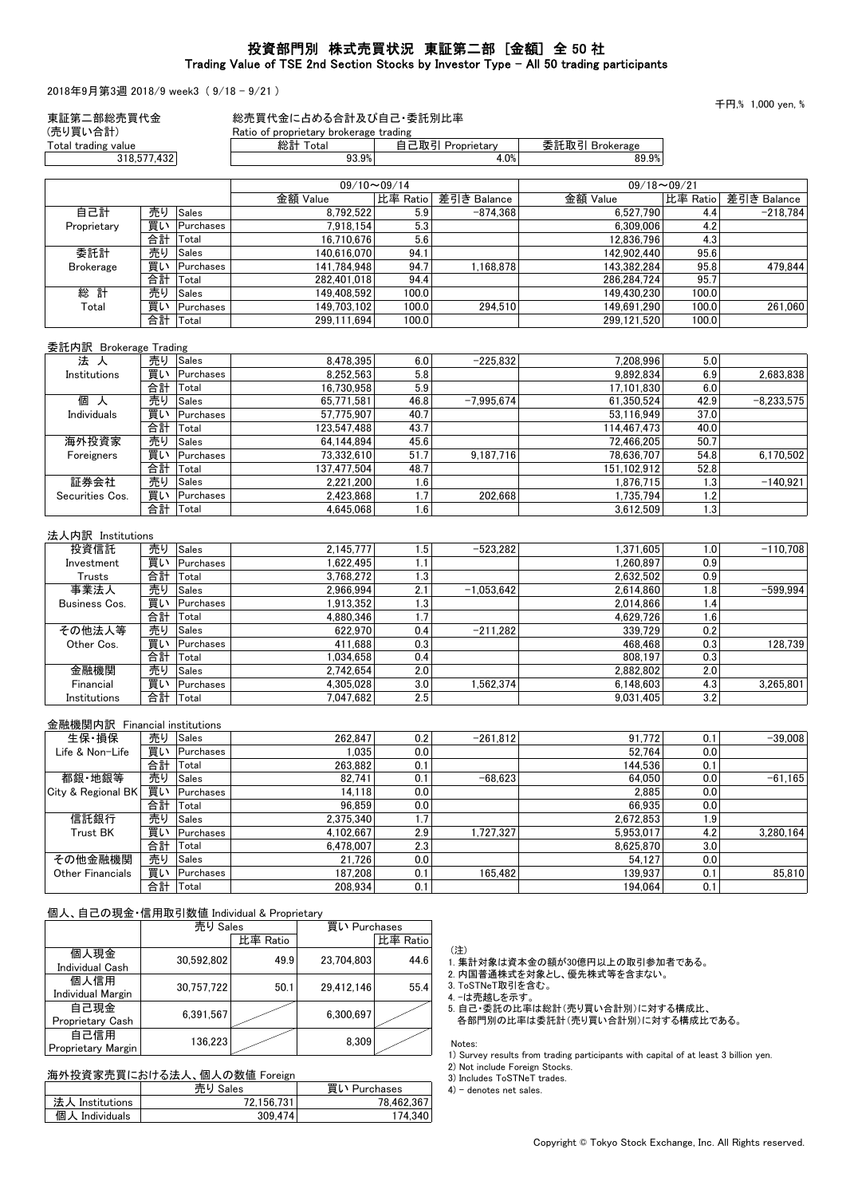# 投資部門別 株式売買状況 東証第二部 ［金額］ 全 50 社
## Trading Value of TSE 2nd Section Stocks by Investor Type - All 50 trading participants

2018年9月第3週 2018/9 week3 （ 9/18 - 9/21 ）

千円,% 1,000 yen, %

| 東証第二部総売買代金 (売買い合計) Total trading value | 総売買代金に占める合計及び自己・委託別比率 Ratio of proprietary brokerage trading 総計 Total | 自己取引 Proprietary | 委託取引 Brokerage |
|---|---|---|---|
| 318,577,432 | 93.9% | 4.0% | 89.9% |

| | | | 09/10～09/14 | | | 09/18～09/21 | | |
|---|---|---|---|---|---|---|---|---|
| | | | 金額 Value | 比率 Ratio | 差引き Balance | 金額 Value | 比率 Ratio | 差引き Balance |
| 自己計 Proprietary | 売り | Sales | 8,792,522 | 5.9 | -874,368 | 6,527,790 | 4.4 | -218,784 |
| | 買い | Purchases | 7,918,154 | 5.3 | | 6,309,006 | 4.2 | |
| | 合計 | Total | 16,710,676 | 5.6 | | 12,836,796 | 4.3 | |
| 委託計 Brokerage | 売り | Sales | 140,616,070 | 94.1 | | 142,902,440 | 95.6 | |
| | 買い | Purchases | 141,784,948 | 94.7 | 1,168,878 | 143,382,284 | 95.8 | 479,844 |
| | 合計 | Total | 282,401,018 | 94.4 | | 286,284,724 | 95.7 | |
| 総 計 Total | 売り | Sales | 149,408,592 | 100.0 | | 149,430,230 | 100.0 | |
| | 買い | Purchases | 149,703,102 | 100.0 | 294,510 | 149,691,290 | 100.0 | 261,060 |
| | 合計 | Total | 299,111,694 | 100.0 | | 299,121,520 | 100.0 | |

委託内訳 Brokerage Trading

| | | | 金額 Value | 比率 Ratio | 差引き Balance | 金額 Value | 比率 Ratio | 差引き Balance |
|---|---|---|---|---|---|---|---|---|
| 法 人 Institutions | 売り | Sales | 8,478,395 | 6.0 | -225,832 | 7,208,996 | 5.0 | |
| | 買い | Purchases | 8,252,563 | 5.8 | | 9,892,834 | 6.9 | 2,683,838 |
| | 合計 | Total | 16,730,958 | 5.9 | | 17,101,830 | 6.0 | |
| 個 人 Individuals | 売り | Sales | 65,771,581 | 46.8 | -7,995,674 | 61,350,524 | 42.9 | -8,233,575 |
| | 買い | Purchases | 57,775,907 | 40.7 | | 53,116,949 | 37.0 | |
| | 合計 | Total | 123,547,488 | 43.7 | | 114,467,473 | 40.0 | |
| 海外投資家 Foreigners | 売り | Sales | 64,144,894 | 45.6 | | 72,466,205 | 50.7 | |
| | 買い | Purchases | 73,332,610 | 51.7 | 9,187,716 | 78,636,707 | 54.8 | 6,170,502 |
| | 合計 | Total | 137,477,504 | 48.7 | | 151,102,912 | 52.8 | |
| 証券会社 Securities Cos. | 売り | Sales | 2,221,200 | 1.6 | | 1,876,715 | 1.3 | -140,921 |
| | 買い | Purchases | 2,423,868 | 1.7 | 202,668 | 1,735,794 | 1.2 | |
| | 合計 | Total | 4,645,068 | 1.6 | | 3,612,509 | 1.3 | |

法人内訳 Institutions

| | | | 金額 Value | 比率 Ratio | 差引き Balance | 金額 Value | 比率 Ratio | 差引き Balance |
|---|---|---|---|---|---|---|---|---|
| 投資信託 Investment Trusts | 売り | Sales | 2,145,777 | 1.5 | -523,282 | 1,371,605 | 1.0 | -110,708 |
| | 買い | Purchases | 1,622,495 | 1.1 | | 1,260,897 | 0.9 | |
| | 合計 | Total | 3,768,272 | 1.3 | | 2,632,502 | 0.9 | |
| 事業法人 Business Cos. | 売り | Sales | 2,966,994 | 2.1 | -1,053,642 | 2,614,860 | 1.8 | -599,994 |
| | 買い | Purchases | 1,913,352 | 1.3 | | 2,014,866 | 1.4 | |
| | 合計 | Total | 4,880,346 | 1.7 | | 4,629,726 | 1.6 | |
| その他法人等 Other Cos. | 売り | Sales | 622,970 | 0.4 | -211,282 | 339,729 | 0.2 | |
| | 買い | Purchases | 411,688 | 0.3 | | 468,468 | 0.3 | 128,739 |
| | 合計 | Total | 1,034,658 | 0.4 | | 808,197 | 0.3 | |
| 金融機関 Financial Institutions | 売り | Sales | 2,742,654 | 2.0 | | 2,882,802 | 2.0 | |
| | 買い | Purchases | 4,305,028 | 3.0 | 1,562,374 | 6,148,603 | 4.3 | 3,265,801 |
| | 合計 | Total | 7,047,682 | 2.5 | | 9,031,405 | 3.2 | |

金融機関内訳 Financial institutions

| | | | 金額 Value | 比率 Ratio | 差引き Balance | 金額 Value | 比率 Ratio | 差引き Balance |
|---|---|---|---|---|---|---|---|---|
| 生保・損保 Life & Non-Life | 売り | Sales | 262,847 | 0.2 | -261,812 | 91,772 | 0.1 | -39,008 |
| | 買い | Purchases | 1,035 | 0.0 | | 52,764 | 0.0 | |
| | 合計 | Total | 263,882 | 0.1 | | 144,536 | 0.1 | |
| 都銀・地銀等 City & Regional BK | 売り | Sales | 82,741 | 0.1 | -68,623 | 64,050 | 0.0 | -61,165 |
| | 買い | Purchases | 14,118 | 0.0 | | 2,885 | 0.0 | |
| | 合計 | Total | 96,859 | 0.0 | | 66,935 | 0.0 | |
| 信託銀行 Trust BK | 売り | Sales | 2,375,340 | 1.7 | | 2,672,853 | 1.9 | |
| | 買い | Purchases | 4,102,667 | 2.9 | 1,727,327 | 5,953,017 | 4.2 | 3,280,164 |
| | 合計 | Total | 6,478,007 | 2.3 | | 8,625,870 | 3.0 | |
| その他金融機関 Other Financials | 売り | Sales | 21,726 | 0.0 | | 54,127 | 0.0 | |
| | 買い | Purchases | 187,208 | 0.1 | 165,482 | 139,937 | 0.1 | 85,810 |
| | 合計 | Total | 208,934 | 0.1 | | 194,064 | 0.1 | |

個人、自己の現金・信用取引数値 Individual & Proprietary

| | 売り Sales | 比率 Ratio | 買い Purchases | 比率 Ratio |
|---|---|---|---|---|
| 個人現金 Individual Cash | 30,592,802 | 49.9 | 23,704,803 | 44.6 |
| 個人信用 Individual Margin | 30,757,722 | 50.1 | 29,412,146 | 55.4 |
| 自己現金 Proprietary Cash | 6,391,567 | | 6,300,697 | |
| 自己信用 Proprietary Margin | 136,223 | | 8,309 | |

海外投資家売買における法人、個人の数値 Foreign

| | 売り Sales | 買い Purchases |
|---|---|---|
| 法人 Institutions | 72,156,731 | 78,462,367 |
| 個人 Individuals | 309,474 | 174,340 |

（注）
1. 集計対象は資本金の額が30億円以上の取引参加者である。
2. 内国普通株式を対象とし、優先株式等を含まない。
3. ToSTNeT取引を含む。
4. -は売越しを示す。
5. 自己・委託の比率は総計（売り買い合計別）に対する構成比、各部門別の比率は委託計（売り買い合計別）に対する構成比である。

Notes:
1) Survey results from trading participants with capital of at least 3 billion yen.
2) Not include Foreign Stocks.
3) Includes ToSTNeT trades.
4) - denotes net sales.

Copyright © Tokyo Stock Exchange, Inc. All Rights reserved.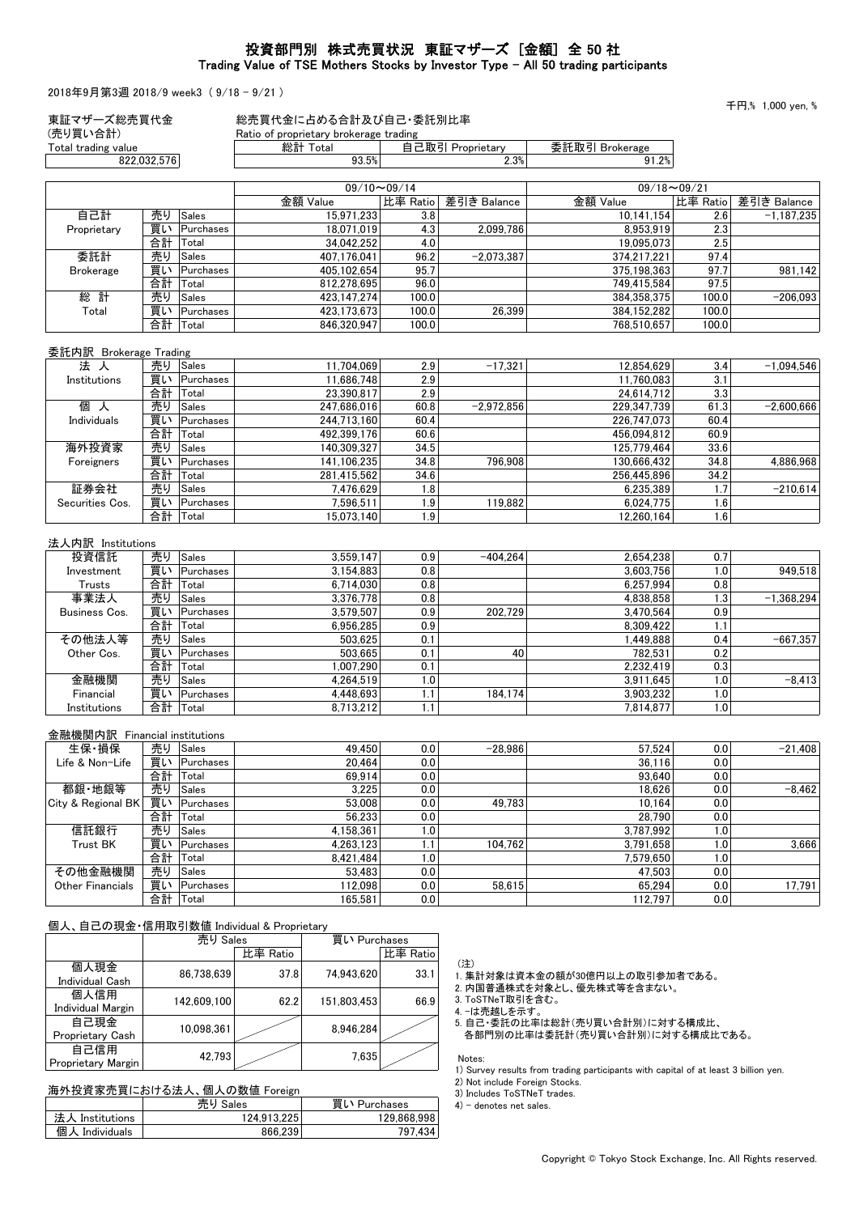# 投資部門別 株式売買状況 東証マザーズ ［金額］ 全 50 社
## Trading Value of TSE Mothers Stocks by Investor Type - All 50 trading participants

2018年9月第3週 2018/9 week3 （ 9/18 - 9/21 ）

千円,% 1,000 yen, %

| 東証マザーズ総売買代金 (売買い合計) Total trading value | 総売買代金に占める合計及び自己・委託別比率 Ratio of proprietary brokerage trading | | |
|---|---|---|---|
| | 総計 Total | 自己取引 Proprietary | 委託取引 Brokerage |
| 822,032,576 | 93.5% | 2.3% | 91.2% |

| | | | 09/10～09/14 | | | 09/18～09/21 | | |
|---|---|---|---|---|---|---|---|---|
| | | | 金額 Value | 比率 Ratio | 差引き Balance | 金額 Value | 比率 Ratio | 差引き Balance |
| 自己計 Proprietary | 売り | Sales | 15,971,233 | 3.8 | | 10,141,154 | 2.6 | −1,187,235 |
| | 買い | Purchases | 18,071,019 | 4.3 | 2,099,786 | 8,953,919 | 2.3 | |
| | 合計 | Total | 34,042,252 | 4.0 | | 19,095,073 | 2.5 | |
| 委託計 Brokerage | 売り | Sales | 407,176,041 | 96.2 | −2,073,387 | 374,217,221 | 97.4 | |
| | 買い | Purchases | 405,102,654 | 95.7 | | 375,198,363 | 97.7 | 981,142 |
| | 合計 | Total | 812,278,695 | 96.0 | | 749,415,584 | 97.5 | |
| 総 計 Total | 売り | Sales | 423,147,274 | 100.0 | | 384,358,375 | 100.0 | −206,093 |
| | 買い | Purchases | 423,173,673 | 100.0 | 26,399 | 384,152,282 | 100.0 | |
| | 合計 | Total | 846,320,947 | 100.0 | | 768,510,657 | 100.0 | |

委託内訳 Brokerage Trading

| | | | 金額 Value | 比率 Ratio | 差引き Balance | 金額 Value | 比率 Ratio | 差引き Balance |
|---|---|---|---|---|---|---|---|---|
| 法 人 Institutions | 売り | Sales | 11,704,069 | 2.9 | −17,321 | 12,854,629 | 3.4 | −1,094,546 |
| | 買い | Purchases | 11,686,748 | 2.9 | | 11,760,083 | 3.1 | |
| | 合計 | Total | 23,390,817 | 2.9 | | 24,614,712 | 3.3 | |
| 個 人 Individuals | 売り | Sales | 247,686,016 | 60.8 | −2,972,856 | 229,347,739 | 61.3 | −2,600,666 |
| | 買い | Purchases | 244,713,160 | 60.4 | | 226,747,073 | 60.4 | |
| | 合計 | Total | 492,399,176 | 60.6 | | 456,094,812 | 60.9 | |
| 海外投資家 Foreigners | 売り | Sales | 140,309,327 | 34.5 | | 125,779,464 | 33.6 | |
| | 買い | Purchases | 141,106,235 | 34.8 | 796,908 | 130,666,432 | 34.8 | 4,886,968 |
| | 合計 | Total | 281,415,562 | 34.6 | | 256,445,896 | 34.2 | |
| 証券会社 Securities Cos. | 売り | Sales | 7,476,629 | 1.8 | | 6,235,389 | 1.7 | −210,614 |
| | 買い | Purchases | 7,596,511 | 1.9 | 119,882 | 6,024,775 | 1.6 | |
| | 合計 | Total | 15,073,140 | 1.9 | | 12,260,164 | 1.6 | |

法人内訳 Institutions

| | | | 金額 Value | 比率 Ratio | 差引き Balance | 金額 Value | 比率 Ratio | 差引き Balance |
|---|---|---|---|---|---|---|---|---|
| 投資信託 Investment Trusts | 売り | Sales | 3,559,147 | 0.9 | −404,264 | 2,654,238 | 0.7 | |
| | 買い | Purchases | 3,154,883 | 0.8 | | 3,603,756 | 1.0 | 949,518 |
| | 合計 | Total | 6,714,030 | 0.8 | | 6,257,994 | 0.8 | |
| 事業法人 Business Cos. | 売り | Sales | 3,376,778 | 0.8 | | 4,838,858 | 1.3 | −1,368,294 |
| | 買い | Purchases | 3,579,507 | 0.9 | 202,729 | 3,470,564 | 0.9 | |
| | 合計 | Total | 6,956,285 | 0.9 | | 8,309,422 | 1.1 | |
| その他法人等 Other Cos. | 売り | Sales | 503,625 | 0.1 | | 1,449,888 | 0.4 | −667,357 |
| | 買い | Purchases | 503,665 | 0.1 | 40 | 782,531 | 0.2 | |
| | 合計 | Total | 1,007,290 | 0.1 | | 2,232,419 | 0.3 | |
| 金融機関 Financial Institutions | 売り | Sales | 4,264,519 | 1.0 | | 3,911,645 | 1.0 | −8,413 |
| | 買い | Purchases | 4,448,693 | 1.1 | 184,174 | 3,903,232 | 1.0 | |
| | 合計 | Total | 8,713,212 | 1.1 | | 7,814,877 | 1.0 | |

金融機関内訳 Financial institutions

| | | | 金額 Value | 比率 Ratio | 差引き Balance | 金額 Value | 比率 Ratio | 差引き Balance |
|---|---|---|---|---|---|---|---|---|
| 生保・損保 Life & Non-Life | 売り | Sales | 49,450 | 0.0 | −28,986 | 57,524 | 0.0 | −21,408 |
| | 買い | Purchases | 20,464 | 0.0 | | 36,116 | 0.0 | |
| | 合計 | Total | 69,914 | 0.0 | | 93,640 | 0.0 | |
| 都銀・地銀等 City & Regional BK | 売り | Sales | 3,225 | 0.0 | | 18,626 | 0.0 | −8,462 |
| | 買い | Purchases | 53,008 | 0.0 | 49,783 | 10,164 | 0.0 | |
| | 合計 | Total | 56,233 | 0.0 | | 28,790 | 0.0 | |
| 信託銀行 Trust BK | 売り | Sales | 4,158,361 | 1.0 | | 3,787,992 | 1.0 | |
| | 買い | Purchases | 4,263,123 | 1.1 | 104,762 | 3,791,658 | 1.0 | 3,666 |
| | 合計 | Total | 8,421,484 | 1.0 | | 7,579,650 | 1.0 | |
| その他金融機関 Other Financials | 売り | Sales | 53,483 | 0.0 | | 47,503 | 0.0 | |
| | 買い | Purchases | 112,098 | 0.0 | 58,615 | 65,294 | 0.0 | 17,791 |
| | 合計 | Total | 165,581 | 0.0 | | 112,797 | 0.0 | |

個人、自己の現金・信用取引数値 Individual & Proprietary

| | 売り Sales | 比率 Ratio | 買い Purchases | 比率 Ratio |
|---|---|---|---|---|
| 個人現金 Individual Cash | 86,738,639 | 37.8 | 74,943,620 | 33.1 |
| 個人信用 Individual Margin | 142,609,100 | 62.2 | 151,803,453 | 66.9 |
| 自己現金 Proprietary Cash | 10,098,361 | | 8,946,284 | |
| 自己信用 Proprietary Margin | 42,793 | | 7,635 | |

海外投資家売買における法人、個人の数値 Foreign

| | 売り Sales | 買い Purchases |
|---|---|---|
| 法人 Institutions | 124,913,225 | 129,868,998 |
| 個人 Individuals | 866,239 | 797,434 |

（注）
1. 集計対象は資本金の額が30億円以上の取引参加者である。
2. 内国普通株式を対象とし、優先株式等を含まない。
3. ToSTNeT取引を含む。
4. -は売越しを示す。
5. 自己・委託の比率は総計（売り買い合計別）に対する構成比、
各部門別の比率は委託計（売り買い合計別）に対する構成比である。

Notes:
1) Survey results from trading participants with capital of at least 3 billion yen.
2) Not include Foreign Stocks.
3) Includes ToSTNeT trades.
4) - denotes net sales.

Copyright © Tokyo Stock Exchange, Inc. All Rights reserved.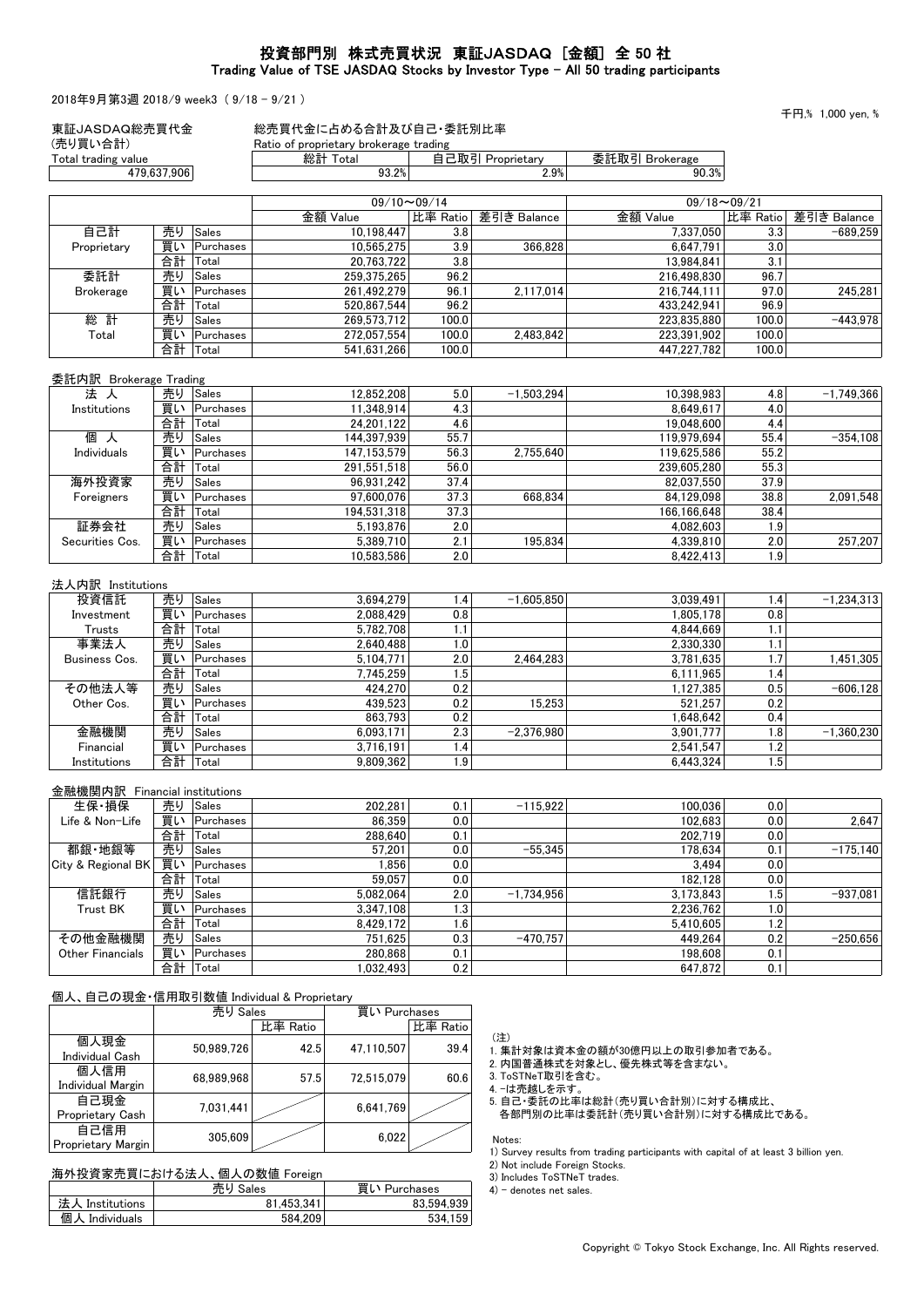# 投資部門別 株式売買状況 東証JASDAQ [金額] 全 50 社
## Trading Value of TSE JASDAQ Stocks by Investor Type - All 50 trading participants

2018年9月第3週 2018/9 week3 ( 9/18 - 9/21 )

千円,% 1,000 yen, %

| 東証JASDAQ総売買代金 (売り買い合計) Total trading value |
|---|
| 479,637,906 |

総売買代金に占める合計及び自己・委託別比率 Ratio of proprietary brokerage trading

| 総計 Total | 自己取引 Proprietary | 委託取引 Brokerage |
|---|---|---|
| 93.2% | 2.9% | 90.3% |

| | | | 09/10～09/14 | | | 09/18～09/21 | | |
|---|---|---|---|---|---|---|---|---|
| | | | 金額 Value | 比率 Ratio | 差引き Balance | 金額 Value | 比率 Ratio | 差引き Balance |
| 自己計 Proprietary | 売り | Sales | 10,198,447 | 3.8 | | 7,337,050 | 3.3 | -689,259 |
| | 買い | Purchases | 10,565,275 | 3.9 | 366,828 | 6,647,791 | 3.0 | |
| | 合計 | Total | 20,763,722 | 3.8 | | 13,984,841 | 3.1 | |
| 委託計 Brokerage | 売り | Sales | 259,375,265 | 96.2 | | 216,498,830 | 96.7 | |
| | 買い | Purchases | 261,492,279 | 96.1 | 2,117,014 | 216,744,111 | 97.0 | 245,281 |
| | 合計 | Total | 520,867,544 | 96.2 | | 433,242,941 | 96.9 | |
| 総 計 Total | 売り | Sales | 269,573,712 | 100.0 | | 223,835,880 | 100.0 | -443,978 |
| | 買い | Purchases | 272,057,554 | 100.0 | 2,483,842 | 223,391,902 | 100.0 | |
| | 合計 | Total | 541,631,266 | 100.0 | | 447,227,782 | 100.0 | |

### 委託内訳 Brokerage Trading

| | | | 金額 Value | 比率 Ratio | 差引き Balance | 金額 Value | 比率 Ratio | 差引き Balance |
|---|---|---|---|---|---|---|---|---|
| 法 人 Institutions | 売り | Sales | 12,852,208 | 5.0 | -1,503,294 | 10,398,983 | 4.8 | -1,749,366 |
| | 買い | Purchases | 11,348,914 | 4.3 | | 8,649,617 | 4.0 | |
| | 合計 | Total | 24,201,122 | 4.6 | | 19,048,600 | 4.4 | |
| 個 人 Individuals | 売り | Sales | 144,397,939 | 55.7 | | 119,979,694 | 55.4 | -354,108 |
| | 買い | Purchases | 147,153,579 | 56.3 | 2,755,640 | 119,625,586 | 55.2 | |
| | 合計 | Total | 291,551,518 | 56.0 | | 239,605,280 | 55.3 | |
| 海外投資家 Foreigners | 売り | Sales | 96,931,242 | 37.4 | | 82,037,550 | 37.9 | |
| | 買い | Purchases | 97,600,076 | 37.3 | 668,834 | 84,129,098 | 38.8 | 2,091,548 |
| | 合計 | Total | 194,531,318 | 37.3 | | 166,166,648 | 38.4 | |
| 証券会社 Securities Cos. | 売り | Sales | 5,193,876 | 2.0 | | 4,082,603 | 1.9 | |
| | 買い | Purchases | 5,389,710 | 2.1 | 195,834 | 4,339,810 | 2.0 | 257,207 |
| | 合計 | Total | 10,583,586 | 2.0 | | 8,422,413 | 1.9 | |

### 法人内訳 Institutions

| | | | 金額 Value | 比率 Ratio | 差引き Balance | 金額 Value | 比率 Ratio | 差引き Balance |
|---|---|---|---|---|---|---|---|---|
| 投資信託 Investment Trusts | 売り | Sales | 3,694,279 | 1.4 | -1,605,850 | 3,039,491 | 1.4 | -1,234,313 |
| | 買い | Purchases | 2,088,429 | 0.8 | | 1,805,178 | 0.8 | |
| | 合計 | Total | 5,782,708 | 1.1 | | 4,844,669 | 1.1 | |
| 事業法人 Business Cos. | 売り | Sales | 2,640,488 | 1.0 | | 2,330,330 | 1.1 | |
| | 買い | Purchases | 5,104,771 | 2.0 | 2,464,283 | 3,781,635 | 1.7 | 1,451,305 |
| | 合計 | Total | 7,745,259 | 1.5 | | 6,111,965 | 1.4 | |
| その他法人等 Other Cos. | 売り | Sales | 424,270 | 0.2 | | 1,127,385 | 0.5 | -606,128 |
| | 買い | Purchases | 439,523 | 0.2 | 15,253 | 521,257 | 0.2 | |
| | 合計 | Total | 863,793 | 0.2 | | 1,648,642 | 0.4 | |
| 金融機関 Financial Institutions | 売り | Sales | 6,093,171 | 2.3 | -2,376,980 | 3,901,777 | 1.8 | -1,360,230 |
| | 買い | Purchases | 3,716,191 | 1.4 | | 2,541,547 | 1.2 | |
| | 合計 | Total | 9,809,362 | 1.9 | | 6,443,324 | 1.5 | |

### 金融機関内訳 Financial institutions

| | | | 金額 Value | 比率 Ratio | 差引き Balance | 金額 Value | 比率 Ratio | 差引き Balance |
|---|---|---|---|---|---|---|---|---|
| 生保・損保 Life & Non-Life | 売り | Sales | 202,281 | 0.1 | -115,922 | 100,036 | 0.0 | |
| | 買い | Purchases | 86,359 | 0.0 | | 102,683 | 0.0 | 2,647 |
| | 合計 | Total | 288,640 | 0.1 | | 202,719 | 0.0 | |
| 都銀・地銀等 City & Regional BK | 売り | Sales | 57,201 | 0.0 | -55,345 | 178,634 | 0.1 | -175,140 |
| | 買い | Purchases | 1,856 | 0.0 | | 3,494 | 0.0 | |
| | 合計 | Total | 59,057 | 0.0 | | 182,128 | 0.0 | |
| 信託銀行 Trust BK | 売り | Sales | 5,082,064 | 2.0 | -1,734,956 | 3,173,843 | 1.5 | -937,081 |
| | 買い | Purchases | 3,347,108 | 1.3 | | 2,236,762 | 1.0 | |
| | 合計 | Total | 8,429,172 | 1.6 | | 5,410,605 | 1.2 | |
| その他金融機関 Other Financials | 売り | Sales | 751,625 | 0.3 | -470,757 | 449,264 | 0.2 | -250,656 |
| | 買い | Purchases | 280,868 | 0.1 | | 198,608 | 0.1 | |
| | 合計 | Total | 1,032,493 | 0.2 | | 647,872 | 0.1 | |

### 個人、自己の現金・信用取引数値 Individual & Proprietary

| | 売り Sales | 比率 Ratio | 買い Purchases | 比率 Ratio |
|---|---|---|---|---|
| 個人現金 Individual Cash | 50,989,726 | 42.5 | 47,110,507 | 39.4 |
| 個人信用 Individual Margin | 68,989,968 | 57.5 | 72,515,079 | 60.6 |
| 自己現金 Proprietary Cash | 7,031,441 | | 6,641,769 | |
| 自己信用 Proprietary Margin | 305,609 | | 6,022 | |

### 海外投資家売買における法人、個人の数値 Foreign

| | 売り Sales | 買い Purchases |
|---|---|---|
| 法人 Institutions | 81,453,341 | 83,594,939 |
| 個人 Individuals | 584,209 | 534,159 |

(注)
1. 集計対象は資本金の額が30億円以上の取引参加者である。
2. 内国普通株式を対象とし、優先株式等を含まない。
3. ToSTNeT取引を含む。
4. -は売越しを示す。
5. 自己・委託の比率は総計(売り買い合計別)に対する構成比、
   各部門別の比率は委託計(売り買い合計別)に対する構成比である。

Notes:
1) Survey results from trading participants with capital of at least 3 billion yen.
2) Not include Foreign Stocks.
3) Includes ToSTNeT trades.
4) - denotes net sales.

Copyright © Tokyo Stock Exchange, Inc. All Rights reserved.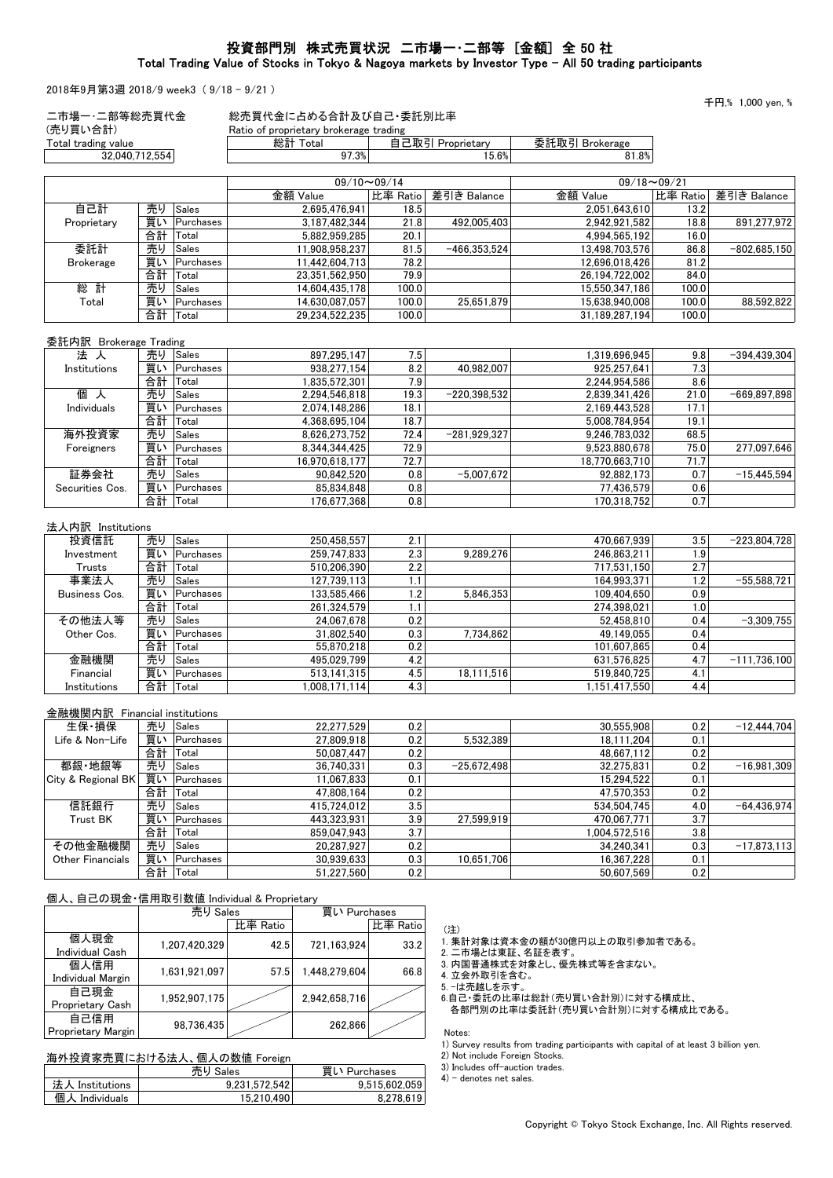# 投資部門別 株式売買状況 二市場一・二部等 ［金額］ 全 50 社

## Total Trading Value of Stocks in Tokyo & Nagoya markets by Investor Type - All 50 trading participants

2018年9月第3週 2018/9 week3 （ 9/18 - 9/21 ）

千円,% 1,000 yen, %

| 二市場一・二部等総売買代金 (売り買い合計) Total trading value | 総売買代金に占める合計及び自己・委託別比率 Ratio of proprietary brokerage trading 総計 Total | 自己取引 Proprietary | 委託取引 Brokerage |
|---|---|---|---|
| 32,040,712,554 | 97.3% | 15.6% | 81.8% |

| | | | 09/10～09/14 金額 Value | 比率 Ratio | 差引き Balance | 09/18～09/21 金額 Value | 比率 Ratio | 差引き Balance |
|---|---|---|---|---|---|---|---|---|
| 自己計 Proprietary | 売り | Sales | 2,695,476,941 | 18.5 | | 2,051,643,610 | 13.2 | |
| | 買い | Purchases | 3,187,482,344 | 21.8 | 492,005,403 | 2,942,921,582 | 18.8 | 891,277,972 |
| | 合計 | Total | 5,882,959,285 | 20.1 | | 4,994,565,192 | 16.0 | |
| 委託計 Brokerage | 売り | Sales | 11,908,958,237 | 81.5 | −466,353,524 | 13,498,703,576 | 86.8 | −802,685,150 |
| | 買い | Purchases | 11,442,604,713 | 78.2 | | 12,696,018,426 | 81.2 | |
| | 合計 | Total | 23,351,562,950 | 79.9 | | 26,194,722,002 | 84.0 | |
| 総 計 Total | 売り | Sales | 14,604,435,178 | 100.0 | | 15,550,347,186 | 100.0 | |
| | 買い | Purchases | 14,630,087,057 | 100.0 | 25,651,879 | 15,638,940,008 | 100.0 | 88,592,822 |
| | 合計 | Total | 29,234,522,235 | 100.0 | | 31,189,287,194 | 100.0 | |

### 委託内訳 Brokerage Trading

| | | | 09/10～09/14 金額 Value | 比率 Ratio | 差引き Balance | 09/18～09/21 金額 Value | 比率 Ratio | 差引き Balance |
|---|---|---|---|---|---|---|---|---|
| 法 人 Institutions | 売り | Sales | 897,295,147 | 7.5 | | 1,319,696,945 | 9.8 | −394,439,304 |
| | 買い | Purchases | 938,277,154 | 8.2 | 40,982,007 | 925,257,641 | 7.3 | |
| | 合計 | Total | 1,835,572,301 | 7.9 | | 2,244,954,586 | 8.6 | |
| 個 人 Individuals | 売り | Sales | 2,294,546,818 | 19.3 | −220,398,532 | 2,839,341,426 | 21.0 | −669,897,898 |
| | 買い | Purchases | 2,074,148,286 | 18.1 | | 2,169,443,528 | 17.1 | |
| | 合計 | Total | 4,368,695,104 | 18.7 | | 5,008,784,954 | 19.1 | |
| 海外投資家 Foreigners | 売り | Sales | 8,626,273,752 | 72.4 | −281,929,327 | 9,246,783,032 | 68.5 | |
| | 買い | Purchases | 8,344,344,425 | 72.9 | | 9,523,880,678 | 75.0 | 277,097,646 |
| | 合計 | Total | 16,970,618,177 | 72.7 | | 18,770,663,710 | 71.7 | |
| 証券会社 Securities Cos. | 売り | Sales | 90,842,520 | 0.8 | −5,007,672 | 92,882,173 | 0.7 | −15,445,594 |
| | 買い | Purchases | 85,834,848 | 0.8 | | 77,436,579 | 0.6 | |
| | 合計 | Total | 176,677,368 | 0.8 | | 170,318,752 | 0.7 | |

### 法人内訳 Institutions

| | | | 09/10～09/14 金額 Value | 比率 Ratio | 差引き Balance | 09/18～09/21 金額 Value | 比率 Ratio | 差引き Balance |
|---|---|---|---|---|---|---|---|---|
| 投資信託 Investment Trusts | 売り | Sales | 250,458,557 | 2.1 | | 470,667,939 | 3.5 | −223,804,728 |
| | 買い | Purchases | 259,747,833 | 2.3 | 9,289,276 | 246,863,211 | 1.9 | |
| | 合計 | Total | 510,206,390 | 2.2 | | 717,531,150 | 2.7 | |
| 事業法人 Business Cos. | 売り | Sales | 127,739,113 | 1.1 | | 164,993,371 | 1.2 | −55,588,721 |
| | 買い | Purchases | 133,585,466 | 1.2 | 5,846,353 | 109,404,650 | 0.9 | |
| | 合計 | Total | 261,324,579 | 1.1 | | 274,398,021 | 1.0 | |
| その他法人等 Other Cos. | 売り | Sales | 24,067,678 | 0.2 | | 52,458,810 | 0.4 | −3,309,755 |
| | 買い | Purchases | 31,802,540 | 0.3 | 7,734,862 | 49,149,055 | 0.4 | |
| | 合計 | Total | 55,870,218 | 0.2 | | 101,607,865 | 0.4 | |
| 金融機関 Financial Institutions | 売り | Sales | 495,029,799 | 4.2 | | 631,576,825 | 4.7 | −111,736,100 |
| | 買い | Purchases | 513,141,315 | 4.5 | 18,111,516 | 519,840,725 | 4.1 | |
| | 合計 | Total | 1,008,171,114 | 4.3 | | 1,151,417,550 | 4.4 | |

### 金融機関内訳 Financial institutions

| | | | 09/10～09/14 金額 Value | 比率 Ratio | 差引き Balance | 09/18～09/21 金額 Value | 比率 Ratio | 差引き Balance |
|---|---|---|---|---|---|---|---|---|
| 生保・損保 Life & Non-Life | 売り | Sales | 22,277,529 | 0.2 | | 30,555,908 | 0.2 | −12,444,704 |
| | 買い | Purchases | 27,809,918 | 0.2 | 5,532,389 | 18,111,204 | 0.1 | |
| | 合計 | Total | 50,087,447 | 0.2 | | 48,667,112 | 0.2 | |
| 都銀・地銀等 City & Regional BK | 売り | Sales | 36,740,331 | 0.3 | −25,672,498 | 32,275,831 | 0.2 | −16,981,309 |
| | 買い | Purchases | 11,067,833 | 0.1 | | 15,294,522 | 0.1 | |
| | 合計 | Total | 47,808,164 | 0.2 | | 47,570,353 | 0.2 | |
| 信託銀行 Trust BK | 売り | Sales | 415,724,012 | 3.5 | | 534,504,745 | 4.0 | −64,436,974 |
| | 買い | Purchases | 443,323,931 | 3.9 | 27,599,919 | 470,067,771 | 3.7 | |
| | 合計 | Total | 859,047,943 | 3.7 | | 1,004,572,516 | 3.8 | |
| その他金融機関 Other Financials | 売り | Sales | 20,287,927 | 0.2 | | 34,240,341 | 0.3 | −17,873,113 |
| | 買い | Purchases | 30,939,633 | 0.3 | 10,651,706 | 16,367,228 | 0.1 | |
| | 合計 | Total | 51,227,560 | 0.2 | | 50,607,569 | 0.2 | |

### 個人、自己の現金・信用取引数値 Individual & Proprietary

| | 売り Sales | 比率 Ratio | 買い Purchases | 比率 Ratio |
|---|---|---|---|---|
| 個人現金 Individual Cash | 1,207,420,329 | 42.5 | 721,163,924 | 33.2 |
| 個人信用 Individual Margin | 1,631,921,097 | 57.5 | 1,448,279,604 | 66.8 |
| 自己現金 Proprietary Cash | 1,952,907,175 | | 2,942,658,716 | |
| 自己信用 Proprietary Margin | 98,736,435 | | 262,866 | |

### 海外投資家売買における法人、個人の数値 Foreign

| | 売り Sales | 買い Purchases |
|---|---|---|
| 法人 Institutions | 9,231,572,542 | 9,515,602,059 |
| 個人 Individuals | 15,210,490 | 8,278,619 |

（注）
1. 集計対象は資本金の額が30億円以上の取引参加者である。
2. 二市場とは東証、名証を表す。
3. 内国普通株式を対象とし、優先株式等を含まない。
4. 立会外取引を含む。
5. −は売越しを示す。
6.自己・委託の比率は総計(売り買い合計別)に対する構成比、
　各部門別の比率は委託計(売り買い合計別)に対する構成比である。

Notes:
1) Survey results from trading participants with capital of at least 3 billion yen.
2) Not include Foreign Stocks.
3) Includes off-auction trades.
4) − denotes net sales.

Copyright © Tokyo Stock Exchange, Inc. All Rights reserved.